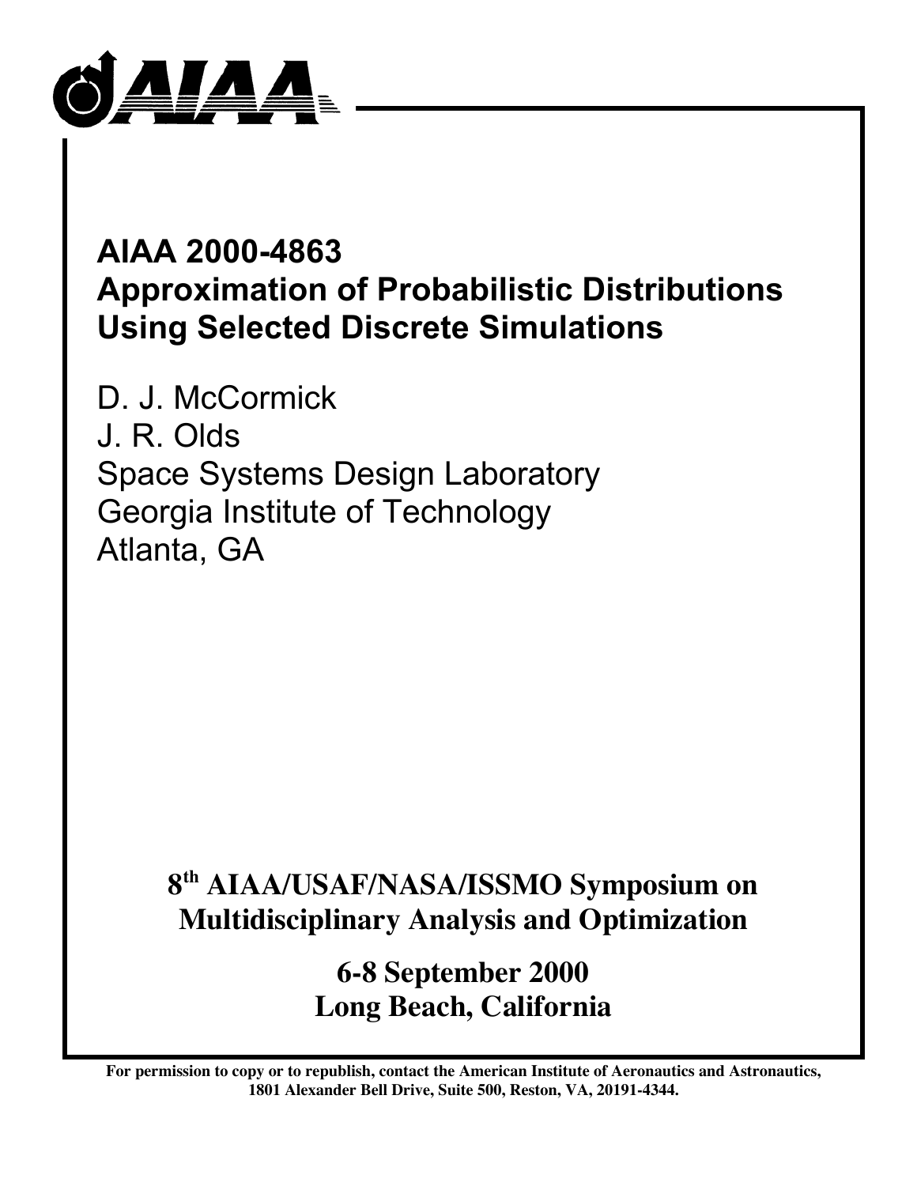AIAA

# AIAA 2000-4863
# Approximation of Probabilistic Distributions Using Selected Discrete Simulations

D. J. McCormick
J. R. Olds
Space Systems Design Laboratory
Georgia Institute of Technology
Atlanta, GA

**8th AIAA/USAF/NASA/ISSMO Symposium on Multidisciplinary Analysis and Optimization**

**6-8 September 2000**
**Long Beach, California**

**For permission to copy or to republish, contact the American Institute of Aeronautics and Astronautics, 1801 Alexander Bell Drive, Suite 500, Reston, VA, 20191-4344.**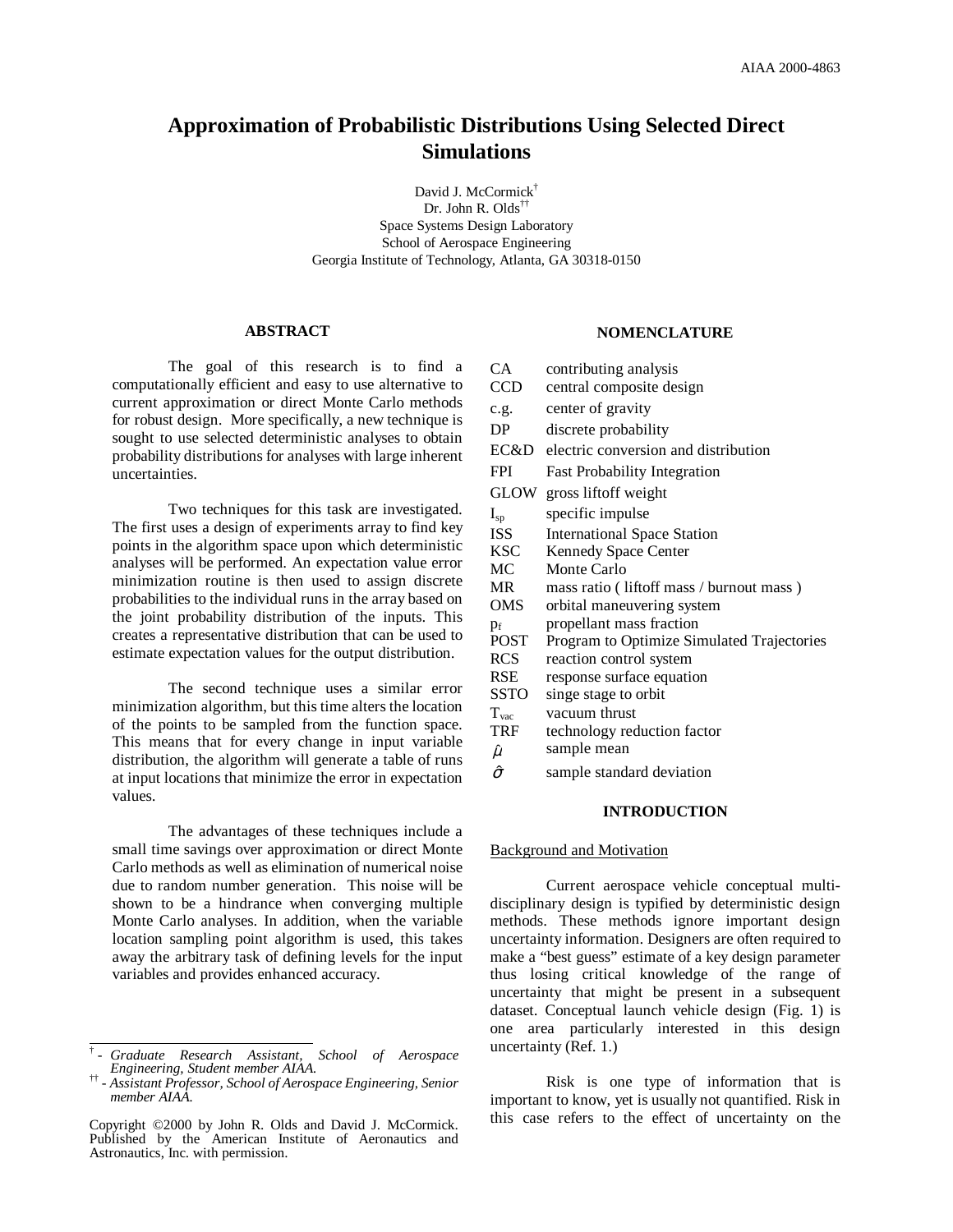# Approximation of Probabilistic Distributions Using Selected Direct Simulations

David J. McCormick[†]
Dr. John R. Olds[††]
Space Systems Design Laboratory
School of Aerospace Engineering
Georgia Institute of Technology, Atlanta, GA 30318-0150

## ABSTRACT

The goal of this research is to find a computationally efficient and easy to use alternative to current approximation or direct Monte Carlo methods for robust design. More specifically, a new technique is sought to use selected deterministic analyses to obtain probability distributions for analyses with large inherent uncertainties.

Two techniques for this task are investigated. The first uses a design of experiments array to find key points in the algorithm space upon which deterministic analyses will be performed. An expectation value error minimization routine is then used to assign discrete probabilities to the individual runs in the array based on the joint probability distribution of the inputs. This creates a representative distribution that can be used to estimate expectation values for the output distribution.

The second technique uses a similar error minimization algorithm, but this time alters the location of the points to be sampled from the function space. This means that for every change in input variable distribution, the algorithm will generate a table of runs at input locations that minimize the error in expectation values.

The advantages of these techniques include a small time savings over approximation or direct Monte Carlo methods as well as elimination of numerical noise due to random number generation. This noise will be shown to be a hindrance when converging multiple Monte Carlo analyses. In addition, when the variable location sampling point algorithm is used, this takes away the arbitrary task of defining levels for the input variables and provides enhanced accuracy.

[†] - *Graduate Research Assistant, School of Aerospace Engineering, Student member AIAA.*
[††] - *Assistant Professor, School of Aerospace Engineering, Senior member AIAA.*

Copyright ©2000 by John R. Olds and David J. McCormick. Published by the American Institute of Aeronautics and Astronautics, Inc. with permission.

## NOMENCLATURE

| | |
|---|---|
| CA | contributing analysis |
| CCD | central composite design |
| c.g. | center of gravity |
| DP | discrete probability |
| EC&D | electric conversion and distribution |
| FPI | Fast Probability Integration |
| GLOW | gross liftoff weight |
| $I_{sp}$ | specific impulse |
| ISS | International Space Station |
| KSC | Kennedy Space Center |
| MC | Monte Carlo |
| MR | mass ratio ( liftoff mass / burnout mass ) |
| OMS | orbital maneuvering system |
| $p_f$ | propellant mass fraction |
| POST | Program to Optimize Simulated Trajectories |
| RCS | reaction control system |
| RSE | response surface equation |
| SSTO | singe stage to orbit |
| $T_{vac}$ | vacuum thrust |
| TRF | technology reduction factor |
| $\hat{\mu}$ | sample mean |
| $\hat{\sigma}$ | sample standard deviation |

## INTRODUCTION

### Background and Motivation

Current aerospace vehicle conceptual multi-disciplinary design is typified by deterministic design methods. These methods ignore important design uncertainty information. Designers are often required to make a "best guess" estimate of a key design parameter thus losing critical knowledge of the range of uncertainty that might be present in a subsequent dataset. Conceptual launch vehicle design (Fig. 1) is one area particularly interested in this design uncertainty (Ref. 1.)

Risk is one type of information that is important to know, yet is usually not quantified. Risk in this case refers to the effect of uncertainty on the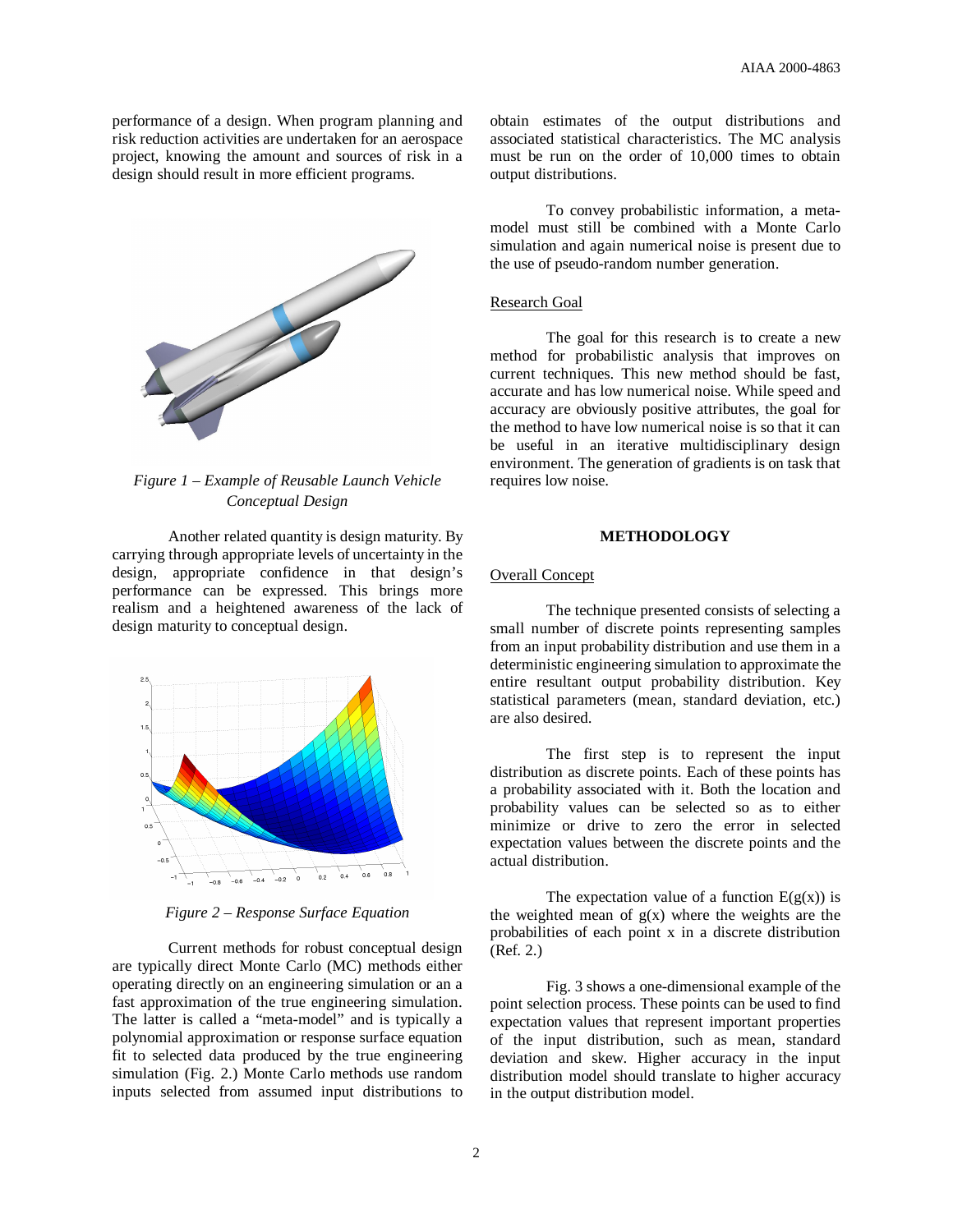performance of a design. When program planning and risk reduction activities are undertaken for an aerospace project, knowing the amount and sources of risk in a design should result in more efficient programs.

*Figure 1 – Example of Reusable Launch Vehicle Conceptual Design*

Another related quantity is design maturity. By carrying through appropriate levels of uncertainty in the design, appropriate confidence in that design's performance can be expressed. This brings more realism and a heightened awareness of the lack of design maturity to conceptual design.

*Figure 2 – Response Surface Equation*

Current methods for robust conceptual design are typically direct Monte Carlo (MC) methods either operating directly on an engineering simulation or an a fast approximation of the true engineering simulation. The latter is called a "meta-model" and is typically a polynomial approximation or response surface equation fit to selected data produced by the true engineering simulation (Fig. 2.) Monte Carlo methods use random inputs selected from assumed input distributions to obtain estimates of the output distributions and associated statistical characteristics. The MC analysis must be run on the order of 10,000 times to obtain output distributions.

To convey probabilistic information, a meta-model must still be combined with a Monte Carlo simulation and again numerical noise is present due to the use of pseudo-random number generation.

## Research Goal

The goal for this research is to create a new method for probabilistic analysis that improves on current techniques. This new method should be fast, accurate and has low numerical noise. While speed and accuracy are obviously positive attributes, the goal for the method to have low numerical noise is so that it can be useful in an iterative multidisciplinary design environment. The generation of gradients is on task that requires low noise.

# METHODOLOGY

## Overall Concept

The technique presented consists of selecting a small number of discrete points representing samples from an input probability distribution and use them in a deterministic engineering simulation to approximate the entire resultant output probability distribution. Key statistical parameters (mean, standard deviation, etc.) are also desired.

The first step is to represent the input distribution as discrete points. Each of these points has a probability associated with it. Both the location and probability values can be selected so as to either minimize or drive to zero the error in selected expectation values between the discrete points and the actual distribution.

The expectation value of a function $E(g(x))$ is the weighted mean of $g(x)$ where the weights are the probabilities of each point $x$ in a discrete distribution (Ref. 2.)

Fig. 3 shows a one-dimensional example of the point selection process. These points can be used to find expectation values that represent important properties of the input distribution, such as mean, standard deviation and skew. Higher accuracy in the input distribution model should translate to higher accuracy in the output distribution model.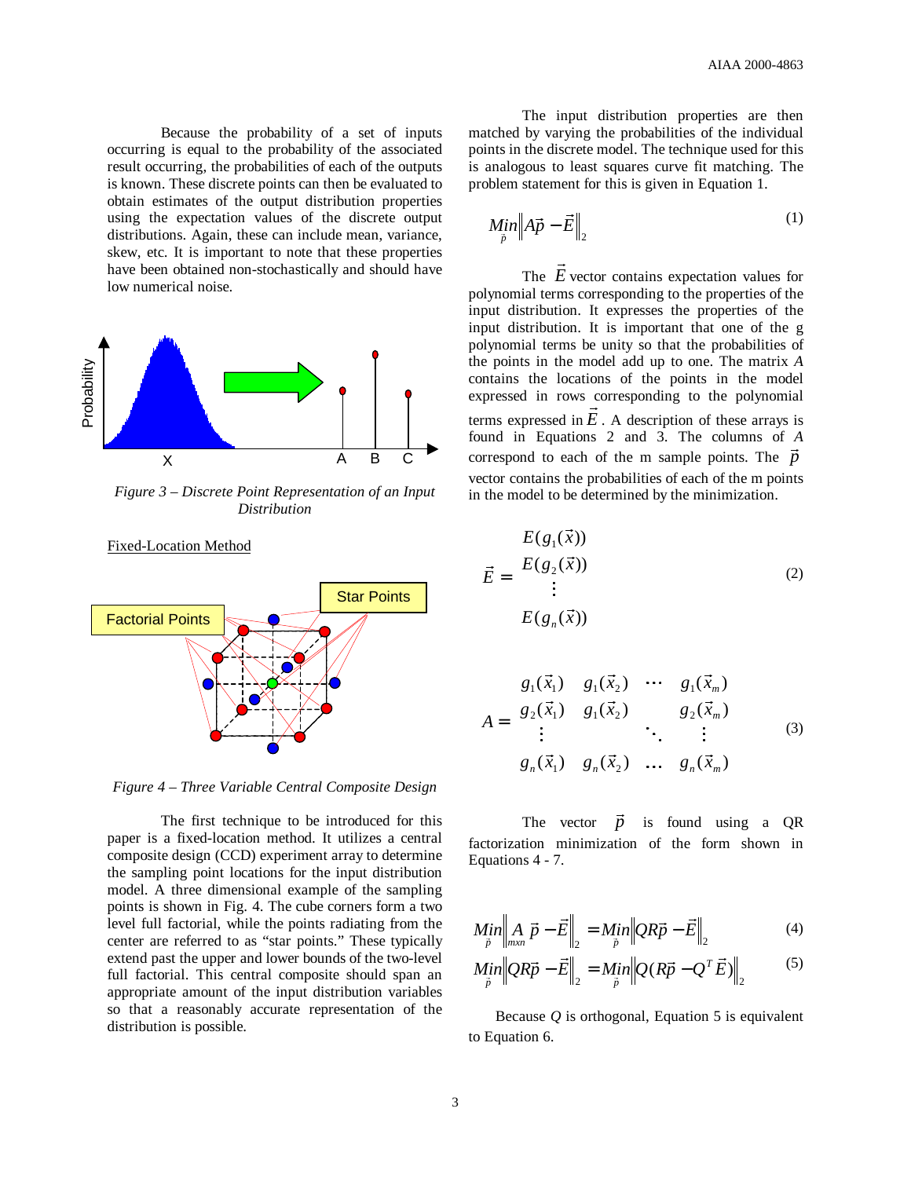Because the probability of a set of inputs occurring is equal to the probability of the associated result occurring, the probabilities of each of the outputs is known. These discrete points can then be evaluated to obtain estimates of the output distribution properties using the expectation values of the discrete output distributions. Again, these can include mean, variance, skew, etc. It is important to note that these properties have been obtained non-stochastically and should have low numerical noise.

*Figure 3 – Discrete Point Representation of an Input Distribution*

Fixed-Location Method

*Figure 4 – Three Variable Central Composite Design*

The first technique to be introduced for this paper is a fixed-location method. It utilizes a central composite design (CCD) experiment array to determine the sampling point locations for the input distribution model. A three dimensional example of the sampling points is shown in Fig. 4. The cube corners form a two level full factorial, while the points radiating from the center are referred to as "star points." These typically extend past the upper and lower bounds of the two-level full factorial. This central composite should span an appropriate amount of the input distribution variables so that a reasonably accurate representation of the distribution is possible.

The input distribution properties are then matched by varying the probabilities of the individual points in the discrete model. The technique used for this is analogous to least squares curve fit matching. The problem statement for this is given in Equation 1.

$$\underset{\vec{p}}{Min}\left\|A\vec{p}-\vec{E}\right\|_2 \tag{1}$$

The $\vec{E}$ vector contains expectation values for polynomial terms corresponding to the properties of the input distribution. It expresses the properties of the input distribution. It is important that one of the g polynomial terms be unity so that the probabilities of the points in the model add up to one. The matrix $A$ contains the locations of the points in the model expressed in rows corresponding to the polynomial terms expressed in $\vec{E}$. A description of these arrays is found in Equations 2 and 3. The columns of $A$ correspond to each of the m sample points. The $\vec{p}$ vector contains the probabilities of each of the m points in the model to be determined by the minimization.

$$\vec{E} = \begin{matrix} E(g_1(\vec{x})) \\ E(g_2(\vec{x})) \\ \vdots \\ E(g_n(\vec{x})) \end{matrix} \tag{2}$$

$$A = \begin{matrix} g_1(\vec{x}_1) & g_1(\vec{x}_2) & \cdots & g_1(\vec{x}_m) \\ g_2(\vec{x}_1) & g_1(\vec{x}_2) & & g_2(\vec{x}_m) \\ \vdots & & \ddots & \vdots \\ g_n(\vec{x}_1) & g_n(\vec{x}_2) & \cdots & g_n(\vec{x}_m) \end{matrix} \tag{3}$$

The vector $\vec{p}$ is found using a QR factorization minimization of the form shown in Equations 4 - 7.

$$\underset{\vec{p}}{Min}\left\|\underset{mxn}{A}\,\vec{p}-\vec{E}\right\|_2 = \underset{\vec{p}}{Min}\left\|QR\vec{p}-\vec{E}\right\|_2 \tag{4}$$

$$\underset{\vec{p}}{Min}\left\|QR\vec{p}-\vec{E}\right\|_2 = \underset{\vec{p}}{Min}\left\|Q(R\vec{p}-Q^T\vec{E})\right\|_2 \tag{5}$$

Because $Q$ is orthogonal, Equation 5 is equivalent to Equation 6.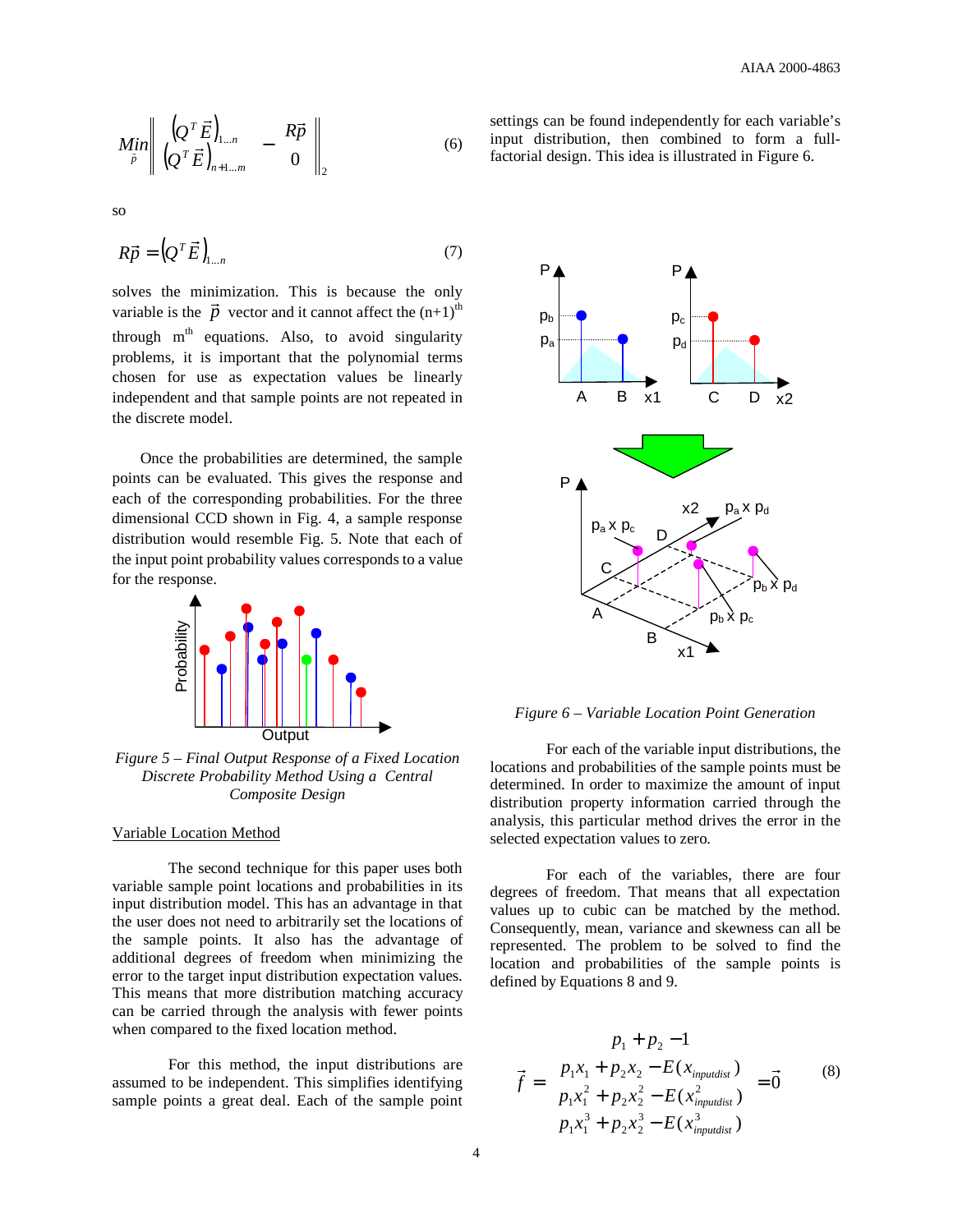$$\underset{\vec{p}}{Min}\left\| \begin{matrix} \left(Q^T \vec{E}\right)_{1\ldots n} \\ \left(Q^T \vec{E}\right)_{n+1\ldots m} \end{matrix} - \begin{matrix} R\vec{p} \\ 0 \end{matrix} \right\|_2 \tag{6}$$

so

$$R\vec{p} = \left(Q^T \vec{E}\right)_{1\ldots n} \tag{7}$$

solves the minimization. This is because the only variable is the $\vec{p}$ vector and it cannot affect the (n+1)$^{th}$ through m$^{th}$ equations. Also, to avoid singularity problems, it is important that the polynomial terms chosen for use as expectation values be linearly independent and that sample points are not repeated in the discrete model.

Once the probabilities are determined, the sample points can be evaluated. This gives the response and each of the corresponding probabilities. For the three dimensional CCD shown in Fig. 4, a sample response distribution would resemble Fig. 5. Note that each of the input point probability values corresponds to a value for the response.

*Figure 5 – Final Output Response of a Fixed Location Discrete Probability Method Using a Central Composite Design*

Variable Location Method

The second technique for this paper uses both variable sample point locations and probabilities in its input distribution model. This has an advantage in that the user does not need to arbitrarily set the locations of the sample points. It also has the advantage of additional degrees of freedom when minimizing the error to the target input distribution expectation values. This means that more distribution matching accuracy can be carried through the analysis with fewer points when compared to the fixed location method.

For this method, the input distributions are assumed to be independent. This simplifies identifying sample points a great deal. Each of the sample point settings can be found independently for each variable's input distribution, then combined to form a full-factorial design. This idea is illustrated in Figure 6.

*Figure 6 – Variable Location Point Generation*

For each of the variable input distributions, the locations and probabilities of the sample points must be determined. In order to maximize the amount of input distribution property information carried through the analysis, this particular method drives the error in the selected expectation values to zero.

For each of the variables, there are four degrees of freedom. That means that all expectation values up to cubic can be matched by the method. Consequently, mean, variance and skewness can all be represented. The problem to be solved to find the location and probabilities of the sample points is defined by Equations 8 and 9.

$$\vec{f} = \begin{matrix} p_1 + p_2 - 1 \\ p_1 x_1 + p_2 x_2 - E(x_{inputdist}) \\ p_1 x_1^2 + p_2 x_2^2 - E(x_{inputdist}^2) \\ p_1 x_1^3 + p_2 x_2^3 - E(x_{inputdist}^3) \end{matrix} = \vec{0} \tag{8}$$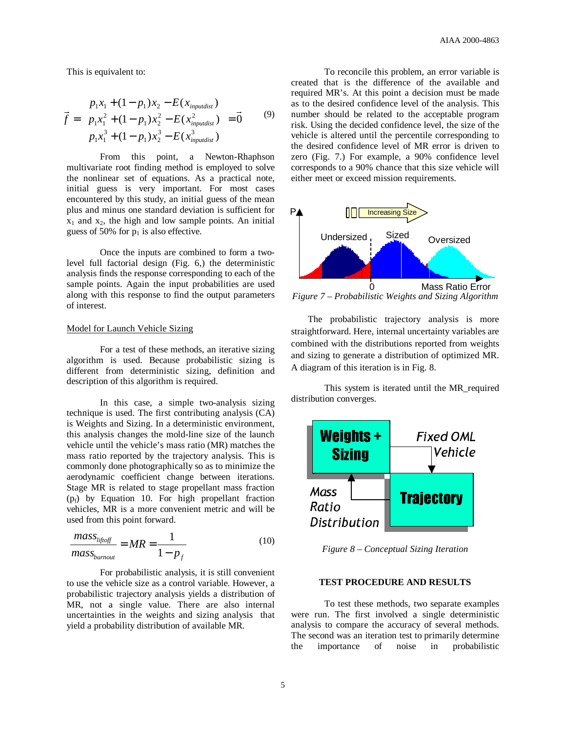This is equivalent to:

$$\vec{f} = \begin{matrix} p_1 x_1 + (1-p_1)x_2 - E(x_{inputdist}) \\ p_1 x_1^2 + (1-p_1)x_2^2 - E(x_{inputdist}^2) \\ p_1 x_1^3 + (1-p_1)x_2^3 - E(x_{inputdist}^3) \end{matrix} = \vec{0} \quad (9)$$

From this point, a Newton-Raphson multivariate root finding method is employed to solve the nonlinear set of equations. As a practical note, initial guess is very important. For most cases encountered by this study, an initial guess of the mean plus and minus one standard deviation is sufficient for $x_1$ and $x_2$, the high and low sample points. An initial guess of 50% for $p_1$ is also effective.

Once the inputs are combined to form a two-level full factorial design (Fig. 6,) the deterministic analysis finds the response corresponding to each of the sample points. Again the input probabilities are used along with this response to find the output parameters of interest.

Model for Launch Vehicle Sizing

For a test of these methods, an iterative sizing algorithm is used. Because probabilistic sizing is different from deterministic sizing, definition and description of this algorithm is required.

In this case, a simple two-analysis sizing technique is used. The first contributing analysis (CA) is Weights and Sizing. In a deterministic environment, this analysis changes the mold-line size of the launch vehicle until the vehicle's mass ratio (MR) matches the mass ratio reported by the trajectory analysis. This is commonly done photographically so as to minimize the aerodynamic coefficient change between iterations. Stage MR is related to stage propellant mass fraction ($p_f$) by Equation 10. For high propellant fraction vehicles, MR is a more convenient metric and will be used from this point forward.

$$\frac{mass_{liftoff}}{mass_{burnout}} = MR = \frac{1}{1-p_f} \quad (10)$$

For probabilistic analysis, it is still convenient to use the vehicle size as a control variable. However, a probabilistic trajectory analysis yields a distribution of MR, not a single value. There are also internal uncertainties in the weights and sizing analysis that yield a probability distribution of available MR.

To reconcile this problem, an error variable is created that is the difference of the available and required MR's. At this point a decision must be made as to the desired confidence level of the analysis. This number should be related to the acceptable program risk. Using the decided confidence level, the size of the vehicle is altered until the percentile corresponding to the desired confidence level of MR error is driven to zero (Fig. 7.) For example, a 90% confidence level corresponds to a 90% chance that this size vehicle will either meet or exceed mission requirements.

*Figure 7 – Probabilistic Weights and Sizing Algorithm*

The probabilistic trajectory analysis is more straightforward. Here, internal uncertainty variables are combined with the distributions reported from weights and sizing to generate a distribution of optimized MR. A diagram of this iteration is in Fig. 8.

This system is iterated until the MR_required distribution converges.

*Figure 8 – Conceptual Sizing Iteration*

## TEST PROCEDURE AND RESULTS

To test these methods, two separate examples were run. The first involved a single deterministic analysis to compare the accuracy of several methods. The second was an iteration test to primarily determine the importance of noise in probabilistic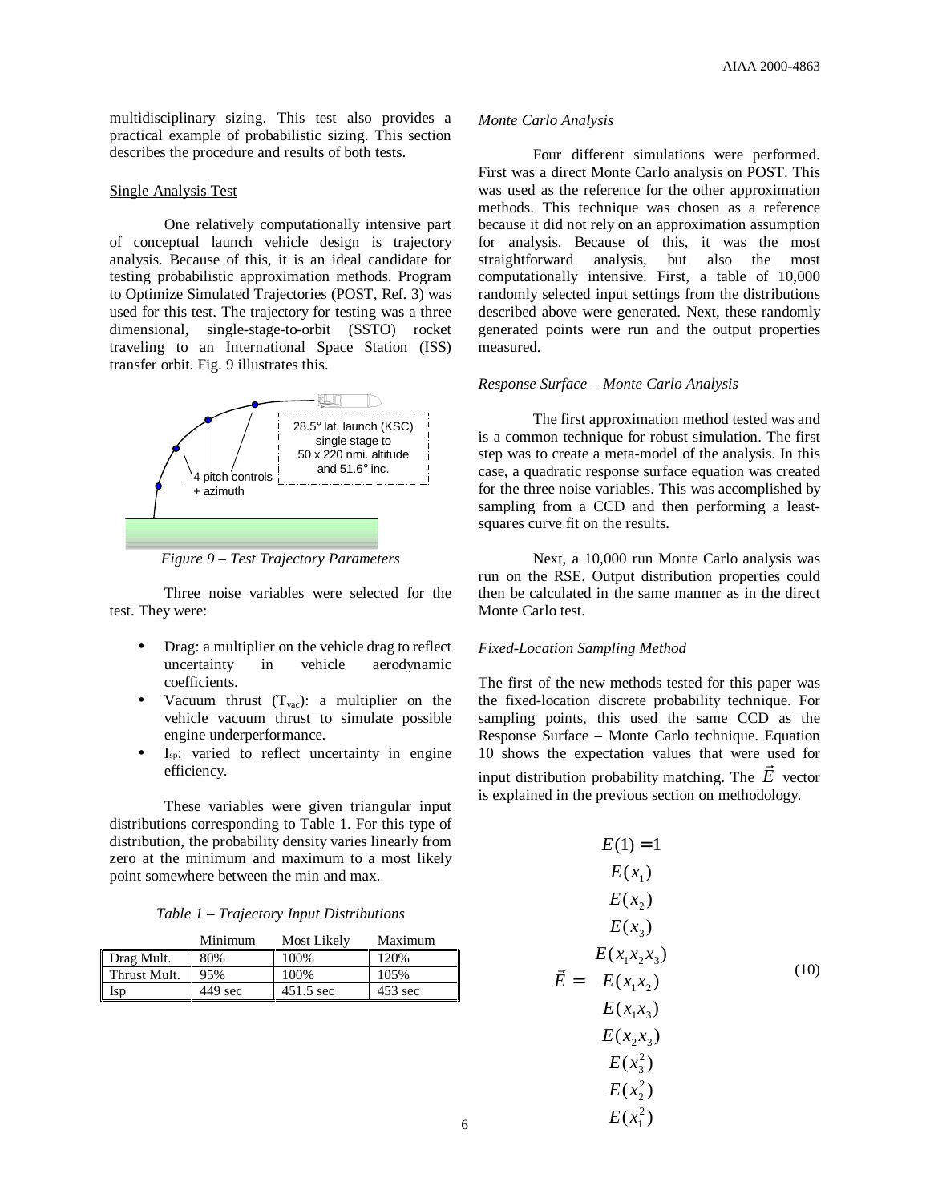multidisciplinary sizing. This test also provides a practical example of probabilistic sizing. This section describes the procedure and results of both tests.

Single Analysis Test

One relatively computationally intensive part of conceptual launch vehicle design is trajectory analysis. Because of this, it is an ideal candidate for testing probabilistic approximation methods. Program to Optimize Simulated Trajectories (POST, Ref. 3) was used for this test. The trajectory for testing was a three dimensional, single-stage-to-orbit (SSTO) rocket traveling to an International Space Station (ISS) transfer orbit. Fig. 9 illustrates this.

28.5° lat. launch (KSC) single stage to 50 x 220 nmi. altitude and 51.6° inc.

4 pitch controls + azimuth

*Figure 9 – Test Trajectory Parameters*

Three noise variables were selected for the test. They were:

- Drag: a multiplier on the vehicle drag to reflect uncertainty in vehicle aerodynamic coefficients.
- Vacuum thrust ($T_{vac}$): a multiplier on the vehicle vacuum thrust to simulate possible engine underperformance.
- $I_{sp}$: varied to reflect uncertainty in engine efficiency.

These variables were given triangular input distributions corresponding to Table 1. For this type of distribution, the probability density varies linearly from zero at the minimum and maximum to a most likely point somewhere between the min and max.

*Table 1 – Trajectory Input Distributions*

| | Minimum | Most Likely | Maximum |
|---|---|---|---|
| Drag Mult. | 80% | 100% | 120% |
| Thrust Mult. | 95% | 100% | 105% |
| Isp | 449 sec | 451.5 sec | 453 sec |

*Monte Carlo Analysis*

Four different simulations were performed. First was a direct Monte Carlo analysis on POST. This was used as the reference for the other approximation methods. This technique was chosen as a reference because it did not rely on an approximation assumption for analysis. Because of this, it was the most straightforward analysis, but also the most computationally intensive. First, a table of 10,000 randomly selected input settings from the distributions described above were generated. Next, these randomly generated points were run and the output properties measured.

*Response Surface – Monte Carlo Analysis*

The first approximation method tested was and is a common technique for robust simulation. The first step was to create a meta-model of the analysis. In this case, a quadratic response surface equation was created for the three noise variables. This was accomplished by sampling from a CCD and then performing a least-squares curve fit on the results.

Next, a 10,000 run Monte Carlo analysis was run on the RSE. Output distribution properties could then be calculated in the same manner as in the direct Monte Carlo test.

*Fixed-Location Sampling Method*

The first of the new methods tested for this paper was the fixed-location discrete probability technique. For sampling points, this used the same CCD as the Response Surface – Monte Carlo technique. Equation 10 shows the expectation values that were used for input distribution probability matching. The $\vec{E}$ vector is explained in the previous section on methodology.

$$\vec{E} = \begin{matrix} E(1) = 1 \\ E(x_1) \\ E(x_2) \\ E(x_3) \\ E(x_1 x_2 x_3) \\ E(x_1 x_2) \\ E(x_1 x_3) \\ E(x_2 x_3) \\ E(x_3^2) \\ E(x_2^2) \\ E(x_1^2) \end{matrix} \qquad (10)$$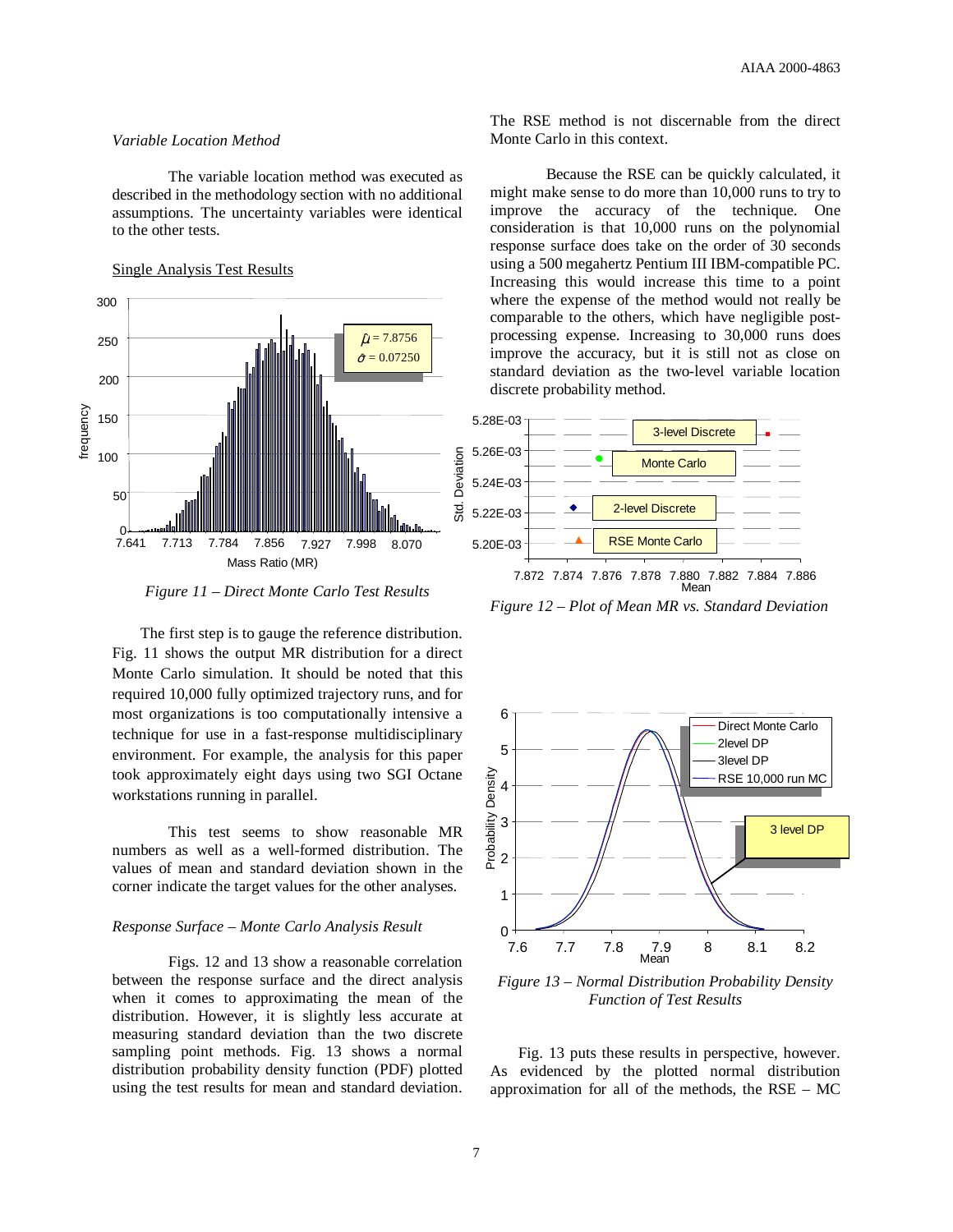*Variable Location Method*

The variable location method was executed as described in the methodology section with no additional assumptions. The uncertainty variables were identical to the other tests.

<u>Single Analysis Test Results</u>

*Figure 11 – Direct Monte Carlo Test Results*

The first step is to gauge the reference distribution. Fig. 11 shows the output MR distribution for a direct Monte Carlo simulation. It should be noted that this required 10,000 fully optimized trajectory runs, and for most organizations is too computationally intensive a technique for use in a fast-response multidisciplinary environment. For example, the analysis for this paper took approximately eight days using two SGI Octane workstations running in parallel.

This test seems to show reasonable MR numbers as well as a well-formed distribution. The values of mean and standard deviation shown in the corner indicate the target values for the other analyses.

*Response Surface – Monte Carlo Analysis Result*

Figs. 12 and 13 show a reasonable correlation between the response surface and the direct analysis when it comes to approximating the mean of the distribution. However, it is slightly less accurate at measuring standard deviation than the two discrete sampling point methods. Fig. 13 shows a normal distribution probability density function (PDF) plotted using the test results for mean and standard deviation. The RSE method is not discernable from the direct Monte Carlo in this context.

Because the RSE can be quickly calculated, it might make sense to do more than 10,000 runs to try to improve the accuracy of the technique. One consideration is that 10,000 runs on the polynomial response surface does take on the order of 30 seconds using a 500 megahertz Pentium III IBM-compatible PC. Increasing this would increase this time to a point where the expense of the method would not really be comparable to the others, which have negligible post-processing expense. Increasing to 30,000 runs does improve the accuracy, but it is still not as close on standard deviation as the two-level variable location discrete probability method.

*Figure 12 – Plot of Mean MR vs. Standard Deviation*

*Figure 13 – Normal Distribution Probability Density Function of Test Results*

Fig. 13 puts these results in perspective, however. As evidenced by the plotted normal distribution approximation for all of the methods, the RSE – MC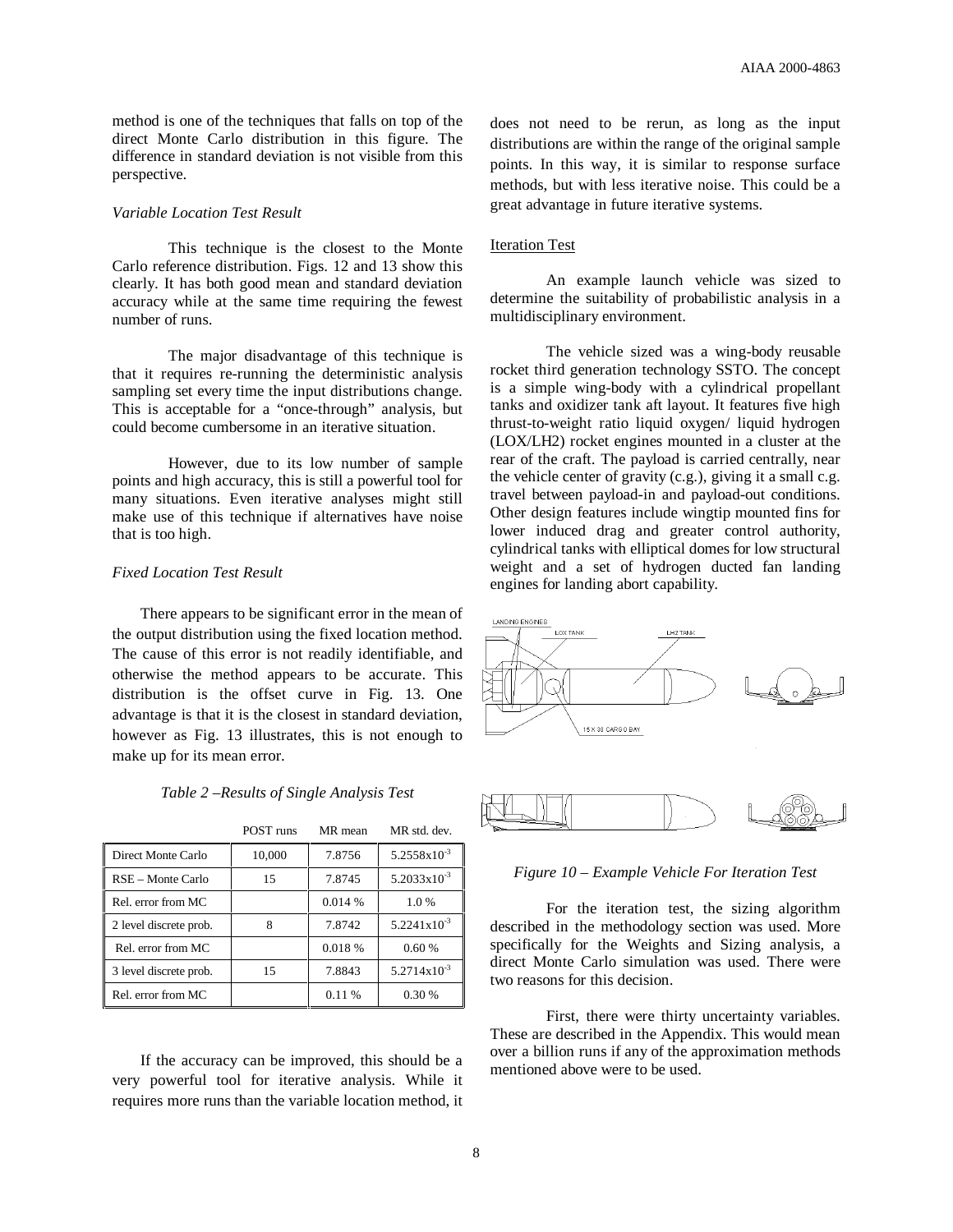method is one of the techniques that falls on top of the direct Monte Carlo distribution in this figure. The difference in standard deviation is not visible from this perspective.

*Variable Location Test Result*

This technique is the closest to the Monte Carlo reference distribution. Figs. 12 and 13 show this clearly. It has both good mean and standard deviation accuracy while at the same time requiring the fewest number of runs.

The major disadvantage of this technique is that it requires re-running the deterministic analysis sampling set every time the input distributions change. This is acceptable for a "once-through" analysis, but could become cumbersome in an iterative situation.

However, due to its low number of sample points and high accuracy, this is still a powerful tool for many situations. Even iterative analyses might still make use of this technique if alternatives have noise that is too high.

*Fixed Location Test Result*

There appears to be significant error in the mean of the output distribution using the fixed location method. The cause of this error is not readily identifiable, and otherwise the method appears to be accurate. This distribution is the offset curve in Fig. 13. One advantage is that it is the closest in standard deviation, however as Fig. 13 illustrates, this is not enough to make up for its mean error.

*Table 2 –Results of Single Analysis Test*

| | POST runs | MR mean | MR std. dev. |
|---|---|---|---|
| Direct Monte Carlo | 10,000 | 7.8756 | $5.2558x10^{-3}$ |
| RSE – Monte Carlo | 15 | 7.8745 | $5.2033x10^{-3}$ |
| Rel. error from MC | | 0.014 % | 1.0 % |
| 2 level discrete prob. | 8 | 7.8742 | $5.2241x10^{-3}$ |
| Rel. error from MC | | 0.018 % | 0.60 % |
| 3 level discrete prob. | 15 | 7.8843 | $5.2714x10^{-3}$ |
| Rel. error from MC | | 0.11 % | 0.30 % |

If the accuracy can be improved, this should be a very powerful tool for iterative analysis. While it requires more runs than the variable location method, it does not need to be rerun, as long as the input distributions are within the range of the original sample points. In this way, it is similar to response surface methods, but with less iterative noise. This could be a great advantage in future iterative systems.

## Iteration Test

An example launch vehicle was sized to determine the suitability of probabilistic analysis in a multidisciplinary environment.

The vehicle sized was a wing-body reusable rocket third generation technology SSTO. The concept is a simple wing-body with a cylindrical propellant tanks and oxidizer tank aft layout. It features five high thrust-to-weight ratio liquid oxygen/ liquid hydrogen (LOX/LH2) rocket engines mounted in a cluster at the rear of the craft. The payload is carried centrally, near the vehicle center of gravity (c.g.), giving it a small c.g. travel between payload-in and payload-out conditions. Other design features include wingtip mounted fins for lower induced drag and greater control authority, cylindrical tanks with elliptical domes for low structural weight and a set of hydrogen ducted fan landing engines for landing abort capability.

*Figure 10 – Example Vehicle For Iteration Test*

For the iteration test, the sizing algorithm described in the methodology section was used. More specifically for the Weights and Sizing analysis, a direct Monte Carlo simulation was used. There were two reasons for this decision.

First, there were thirty uncertainty variables. These are described in the Appendix. This would mean over a billion runs if any of the approximation methods mentioned above were to be used.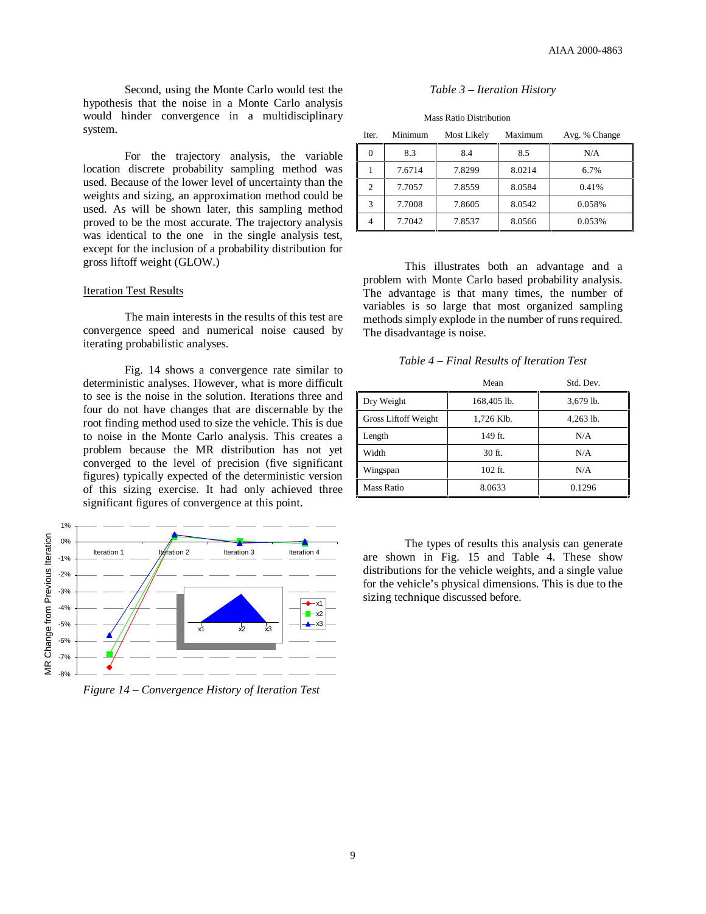Second, using the Monte Carlo would test the hypothesis that the noise in a Monte Carlo analysis would hinder convergence in a multidisciplinary system.

For the trajectory analysis, the variable location discrete probability sampling method was used. Because of the lower level of uncertainty than the weights and sizing, an approximation method could be used. As will be shown later, this sampling method proved to be the most accurate. The trajectory analysis was identical to the one in the single analysis test, except for the inclusion of a probability distribution for gross liftoff weight (GLOW.)

### Iteration Test Results

The main interests in the results of this test are convergence speed and numerical noise caused by iterating probabilistic analyses.

Fig. 14 shows a convergence rate similar to deterministic analyses. However, what is more difficult to see is the noise in the solution. Iterations three and four do not have changes that are discernable by the root finding method used to size the vehicle. This is due to noise in the Monte Carlo analysis. This creates a problem because the MR distribution has not yet converged to the level of precision (five significant figures) typically expected of the deterministic version of this sizing exercise. It had only achieved three significant figures of convergence at this point.

*Figure 14 – Convergence History of Iteration Test*

*Table 3 – Iteration History*

| | Mass Ratio Distribution | | | |
|---|---|---|---|---|
| Iter. | Minimum | Most Likely | Maximum | Avg. % Change |
| 0 | 8.3 | 8.4 | 8.5 | N/A |
| 1 | 7.6714 | 7.8299 | 8.0214 | 6.7% |
| 2 | 7.7057 | 7.8559 | 8.0584 | 0.41% |
| 3 | 7.7008 | 7.8605 | 8.0542 | 0.058% |
| 4 | 7.7042 | 7.8537 | 8.0566 | 0.053% |

This illustrates both an advantage and a problem with Monte Carlo based probability analysis. The advantage is that many times, the number of variables is so large that most organized sampling methods simply explode in the number of runs required. The disadvantage is noise.

*Table 4 – Final Results of Iteration Test*

| | Mean | Std. Dev. |
|---|---|---|
| Dry Weight | 168,405 lb. | 3,679 lb. |
| Gross Liftoff Weight | 1,726 Klb. | 4,263 lb. |
| Length | 149 ft. | N/A |
| Width | 30 ft. | N/A |
| Wingspan | 102 ft. | N/A |
| Mass Ratio | 8.0633 | 0.1296 |

The types of results this analysis can generate are shown in Fig. 15 and Table 4. These show distributions for the vehicle weights, and a single value for the vehicle's physical dimensions. This is due to the sizing technique discussed before.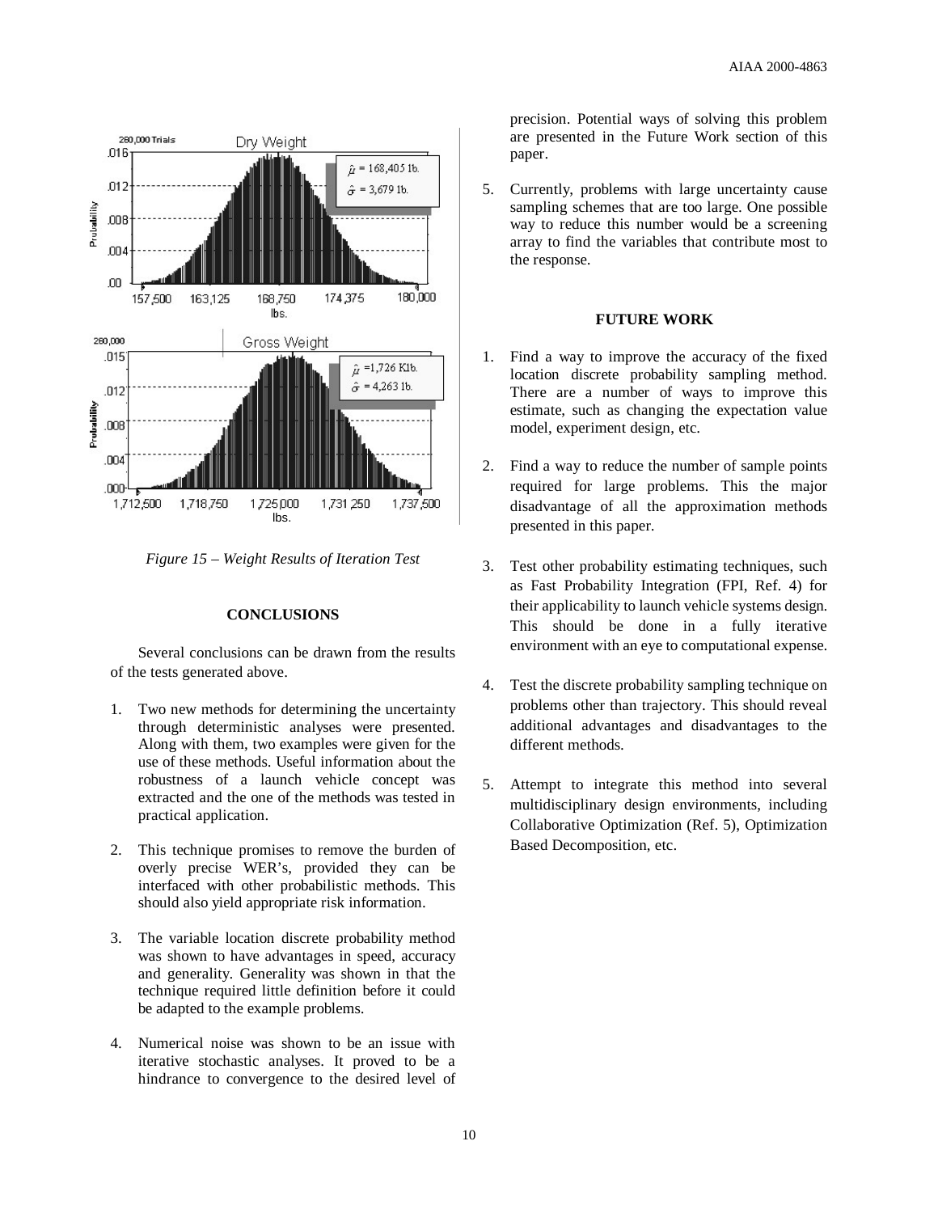*Figure 15 – Weight Results of Iteration Test*

## CONCLUSIONS

Several conclusions can be drawn from the results of the tests generated above.

1. Two new methods for determining the uncertainty through deterministic analyses were presented. Along with them, two examples were given for the use of these methods. Useful information about the robustness of a launch vehicle concept was extracted and the one of the methods was tested in practical application.

2. This technique promises to remove the burden of overly precise WER's, provided they can be interfaced with other probabilistic methods. This should also yield appropriate risk information.

3. The variable location discrete probability method was shown to have advantages in speed, accuracy and generality. Generality was shown in that the technique required little definition before it could be adapted to the example problems.

4. Numerical noise was shown to be an issue with iterative stochastic analyses. It proved to be a hindrance to convergence to the desired level of precision. Potential ways of solving this problem are presented in the Future Work section of this paper.

5. Currently, problems with large uncertainty cause sampling schemes that are too large. One possible way to reduce this number would be a screening array to find the variables that contribute most to the response.

## FUTURE WORK

1. Find a way to improve the accuracy of the fixed location discrete probability sampling method. There are a number of ways to improve this estimate, such as changing the expectation value model, experiment design, etc.

2. Find a way to reduce the number of sample points required for large problems. This the major disadvantage of all the approximation methods presented in this paper.

3. Test other probability estimating techniques, such as Fast Probability Integration (FPI, Ref. 4) for their applicability to launch vehicle systems design. This should be done in a fully iterative environment with an eye to computational expense.

4. Test the discrete probability sampling technique on problems other than trajectory. This should reveal additional advantages and disadvantages to the different methods.

5. Attempt to integrate this method into several multidisciplinary design environments, including Collaborative Optimization (Ref. 5), Optimization Based Decomposition, etc.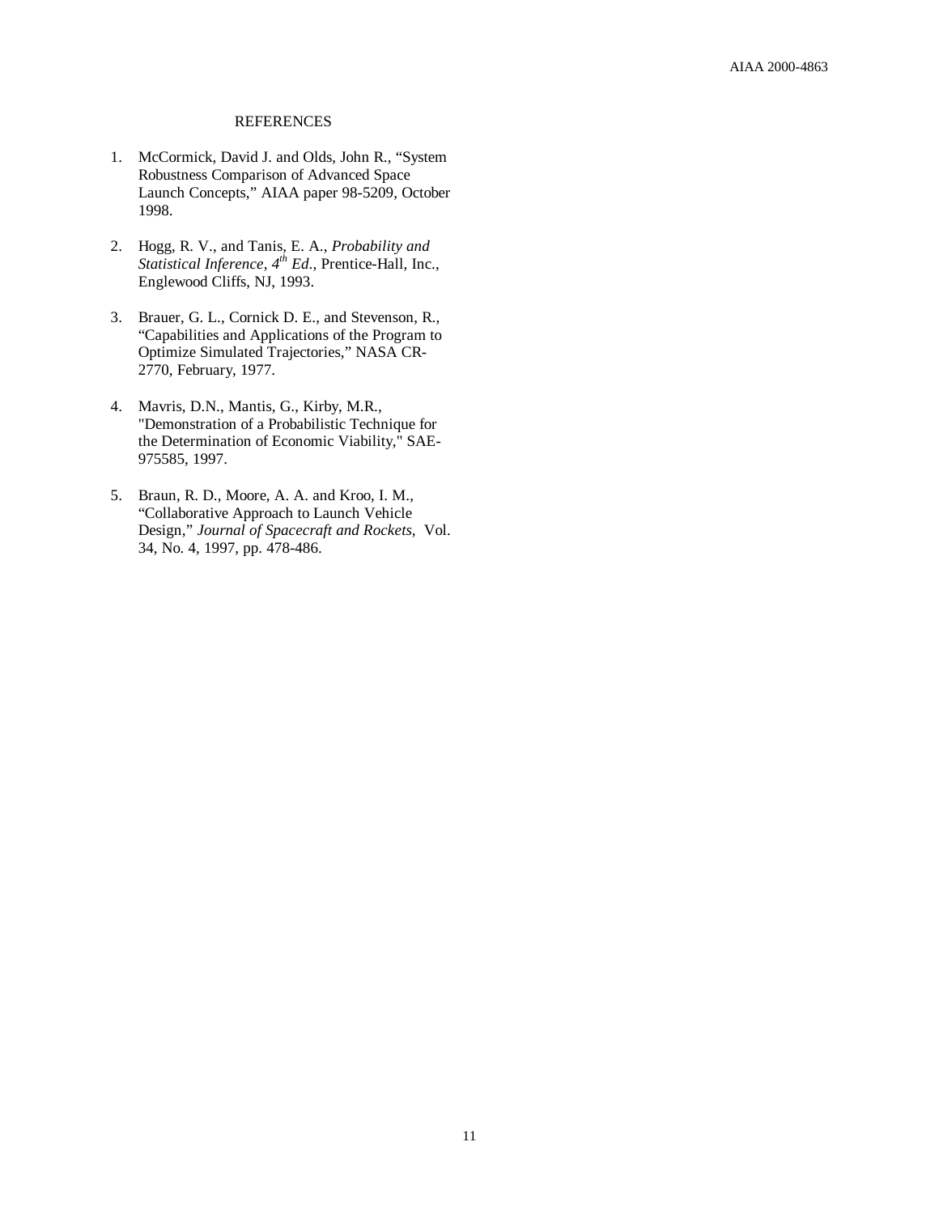## REFERENCES

1. McCormick, David J. and Olds, John R., "System Robustness Comparison of Advanced Space Launch Concepts," AIAA paper 98-5209, October 1998.

2. Hogg, R. V., and Tanis, E. A., *Probability and Statistical Inference, 4th Ed*., Prentice-Hall, Inc., Englewood Cliffs, NJ, 1993.

3. Brauer, G. L., Cornick D. E., and Stevenson, R., "Capabilities and Applications of the Program to Optimize Simulated Trajectories," NASA CR-2770, February, 1977.

4. Mavris, D.N., Mantis, G., Kirby, M.R., "Demonstration of a Probabilistic Technique for the Determination of Economic Viability," SAE-975585, 1997.

5. Braun, R. D., Moore, A. A. and Kroo, I. M., "Collaborative Approach to Launch Vehicle Design," *Journal of Spacecraft and Rockets*, Vol. 34, No. 4, 1997, pp. 478-486.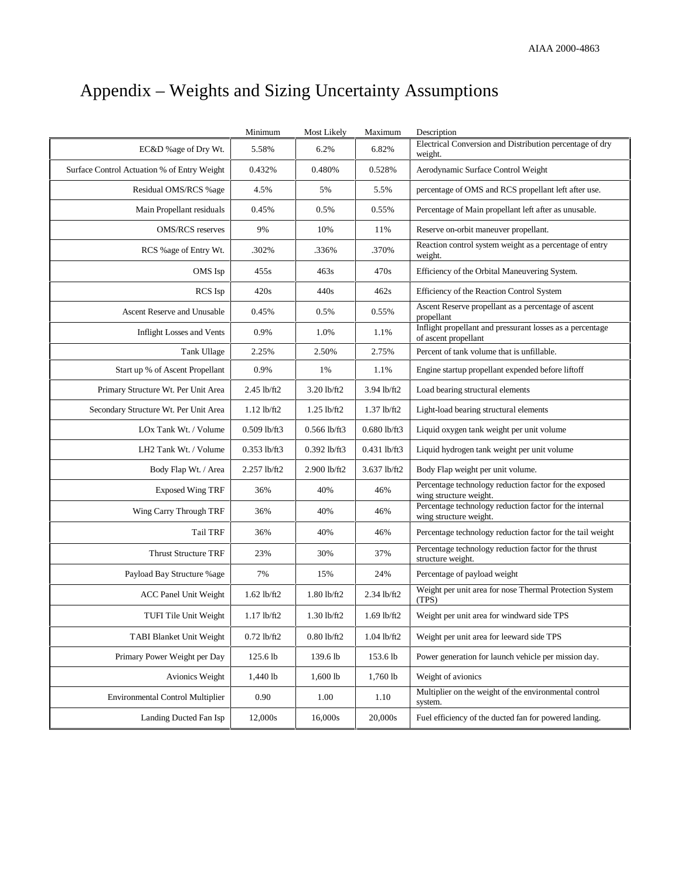# Appendix – Weights and Sizing Uncertainty Assumptions

| | Minimum | Most Likely | Maximum | Description |
|---|---|---|---|---|
| EC&D %age of Dry Wt. | 5.58% | 6.2% | 6.82% | Electrical Conversion and Distribution percentage of dry weight. |
| Surface Control Actuation % of Entry Weight | 0.432% | 0.480% | 0.528% | Aerodynamic Surface Control Weight |
| Residual OMS/RCS %age | 4.5% | 5% | 5.5% | percentage of OMS and RCS propellant left after use. |
| Main Propellant residuals | 0.45% | 0.5% | 0.55% | Percentage of Main propellant left after as unusable. |
| OMS/RCS reserves | 9% | 10% | 11% | Reserve on-orbit maneuver propellant. |
| RCS %age of Entry Wt. | .302% | .336% | .370% | Reaction control system weight as a percentage of entry weight. |
| OMS Isp | 455s | 463s | 470s | Efficiency of the Orbital Maneuvering System. |
| RCS Isp | 420s | 440s | 462s | Efficiency of the Reaction Control System |
| Ascent Reserve and Unusable | 0.45% | 0.5% | 0.55% | Ascent Reserve propellant as a percentage of ascent propellant |
| Inflight Losses and Vents | 0.9% | 1.0% | 1.1% | Inflight propellant and pressurant losses as a percentage of ascent propellant |
| Tank Ullage | 2.25% | 2.50% | 2.75% | Percent of tank volume that is unfillable. |
| Start up % of Ascent Propellant | 0.9% | 1% | 1.1% | Engine startup propellant expended before liftoff |
| Primary Structure Wt. Per Unit Area | 2.45 lb/ft2 | 3.20 lb/ft2 | 3.94 lb/ft2 | Load bearing structural elements |
| Secondary Structure Wt. Per Unit Area | 1.12 lb/ft2 | 1.25 lb/ft2 | 1.37 lb/ft2 | Light-load bearing structural elements |
| LOx Tank Wt. / Volume | 0.509 lb/ft3 | 0.566 lb/ft3 | 0.680 lb/ft3 | Liquid oxygen tank weight per unit volume |
| LH2 Tank Wt. / Volume | 0.353 lb/ft3 | 0.392 lb/ft3 | 0.431 lb/ft3 | Liquid hydrogen tank weight per unit volume |
| Body Flap Wt. / Area | 2.257 lb/ft2 | 2.900 lb/ft2 | 3.637 lb/ft2 | Body Flap weight per unit volume. |
| Exposed Wing TRF | 36% | 40% | 46% | Percentage technology reduction factor for the exposed wing structure weight. |
| Wing Carry Through TRF | 36% | 40% | 46% | Percentage technology reduction factor for the internal wing structure weight. |
| Tail TRF | 36% | 40% | 46% | Percentage technology reduction factor for the tail weight |
| Thrust Structure TRF | 23% | 30% | 37% | Percentage technology reduction factor for the thrust structure weight. |
| Payload Bay Structure %age | 7% | 15% | 24% | Percentage of payload weight |
| ACC Panel Unit Weight | 1.62 lb/ft2 | 1.80 lb/ft2 | 2.34 lb/ft2 | Weight per unit area for nose Thermal Protection System (TPS) |
| TUFI Tile Unit Weight | 1.17 lb/ft2 | 1.30 lb/ft2 | 1.69 lb/ft2 | Weight per unit area for windward side TPS |
| TABI Blanket Unit Weight | 0.72 lb/ft2 | 0.80 lb/ft2 | 1.04 lb/ft2 | Weight per unit area for leeward side TPS |
| Primary Power Weight per Day | 125.6 lb | 139.6 lb | 153.6 lb | Power generation for launch vehicle per mission day. |
| Avionics Weight | 1,440 lb | 1,600 lb | 1,760 lb | Weight of avionics |
| Environmental Control Multiplier | 0.90 | 1.00 | 1.10 | Multiplier on the weight of the environmental control system. |
| Landing Ducted Fan Isp | 12,000s | 16,000s | 20,000s | Fuel efficiency of the ducted fan for powered landing. |